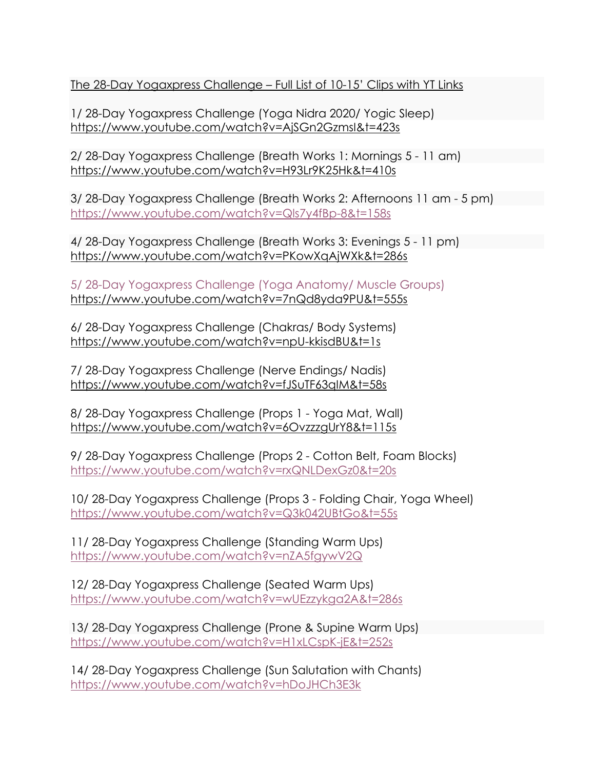The 28-Day Yogaxpress Challenge – Full List of 10-15' Clips with YT Links

1/ 28-Day Yogaxpress Challenge (Yoga Nidra 2020/ Yogic Sleep)
https://www.youtube.com/watch?v=AjSGn2GzmsI&t=423s

2/ 28-Day Yogaxpress Challenge (Breath Works 1: Mornings 5 - 11 am)
https://www.youtube.com/watch?v=H93Lr9K25Hk&t=410s

3/ 28-Day Yogaxpress Challenge (Breath Works 2: Afternoons 11 am - 5 pm)
https://www.youtube.com/watch?v=Qls7y4fBp-8&t=158s

4/ 28-Day Yogaxpress Challenge (Breath Works 3: Evenings 5 - 11 pm)
https://www.youtube.com/watch?v=PKowXqAjWXk&t=286s

5/ 28-Day Yogaxpress Challenge (Yoga Anatomy/ Muscle Groups)
https://www.youtube.com/watch?v=7nQd8yda9PU&t=555s

6/ 28-Day Yogaxpress Challenge (Chakras/ Body Systems)
https://www.youtube.com/watch?v=npU-kkisdBU&t=1s

7/ 28-Day Yogaxpress Challenge (Nerve Endings/ Nadis)
https://www.youtube.com/watch?v=fJSuTF63qIM&t=58s

8/ 28-Day Yogaxpress Challenge (Props 1 - Yoga Mat, Wall)
https://www.youtube.com/watch?v=6OvzzzgUrY8&t=115s

9/ 28-Day Yogaxpress Challenge (Props 2 - Cotton Belt, Foam Blocks)
https://www.youtube.com/watch?v=rxQNLDexGz0&t=20s

10/ 28-Day Yogaxpress Challenge (Props 3 - Folding Chair, Yoga Wheel)
https://www.youtube.com/watch?v=Q3k042UBtGo&t=55s

11/ 28-Day Yogaxpress Challenge (Standing Warm Ups)
https://www.youtube.com/watch?v=nZA5fgywV2Q

12/ 28-Day Yogaxpress Challenge (Seated Warm Ups)
https://www.youtube.com/watch?v=wUEzzykga2A&t=286s

13/ 28-Day Yogaxpress Challenge (Prone & Supine Warm Ups)
https://www.youtube.com/watch?v=H1xLCspK-jE&t=252s

14/ 28-Day Yogaxpress Challenge (Sun Salutation with Chants)
https://www.youtube.com/watch?v=hDoJHCh3E3k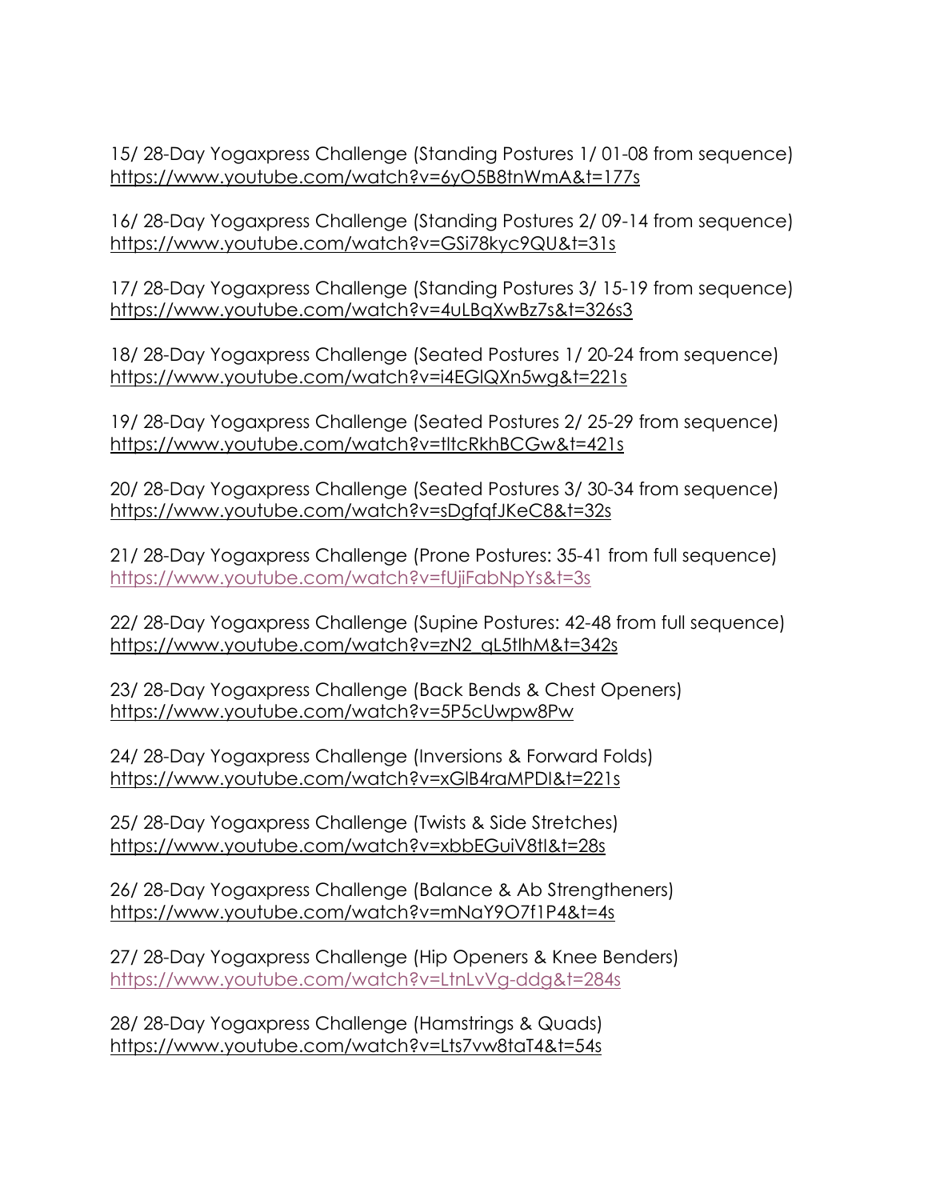15/ 28-Day Yogaxpress Challenge (Standing Postures 1/ 01-08 from sequence)
https://www.youtube.com/watch?v=6yO5B8tnWmA&t=177s

16/ 28-Day Yogaxpress Challenge (Standing Postures 2/ 09-14 from sequence)
https://www.youtube.com/watch?v=GSi78kyc9QU&t=31s

17/ 28-Day Yogaxpress Challenge (Standing Postures 3/ 15-19 from sequence)
https://www.youtube.com/watch?v=4uLBqXwBz7s&t=326s3

18/ 28-Day Yogaxpress Challenge (Seated Postures 1/ 20-24 from sequence)
https://www.youtube.com/watch?v=i4EGlQXn5wg&t=221s

19/ 28-Day Yogaxpress Challenge (Seated Postures 2/ 25-29 from sequence)
https://www.youtube.com/watch?v=tltcRkhBCGw&t=421s

20/ 28-Day Yogaxpress Challenge (Seated Postures 3/ 30-34 from sequence)
https://www.youtube.com/watch?v=sDgfqfJKeC8&t=32s

21/ 28-Day Yogaxpress Challenge (Prone Postures: 35-41 from full sequence)
https://www.youtube.com/watch?v=fUjiFabNpYs&t=3s

22/ 28-Day Yogaxpress Challenge (Supine Postures: 42-48 from full sequence)
https://www.youtube.com/watch?v=zN2_qL5tlhM&t=342s

23/ 28-Day Yogaxpress Challenge (Back Bends & Chest Openers)
https://www.youtube.com/watch?v=5P5cUwpw8Pw

24/ 28-Day Yogaxpress Challenge (Inversions & Forward Folds)
https://www.youtube.com/watch?v=xGlB4raMPDI&t=221s

25/ 28-Day Yogaxpress Challenge (Twists & Side Stretches)
https://www.youtube.com/watch?v=xbbEGuiV8tI&t=28s

26/ 28-Day Yogaxpress Challenge (Balance & Ab Strengtheners)
https://www.youtube.com/watch?v=mNaY9O7f1P4&t=4s

27/ 28-Day Yogaxpress Challenge (Hip Openers & Knee Benders)
https://www.youtube.com/watch?v=LtnLvVg-ddg&t=284s

28/ 28-Day Yogaxpress Challenge (Hamstrings & Quads)
https://www.youtube.com/watch?v=Lts7vw8taT4&t=54s